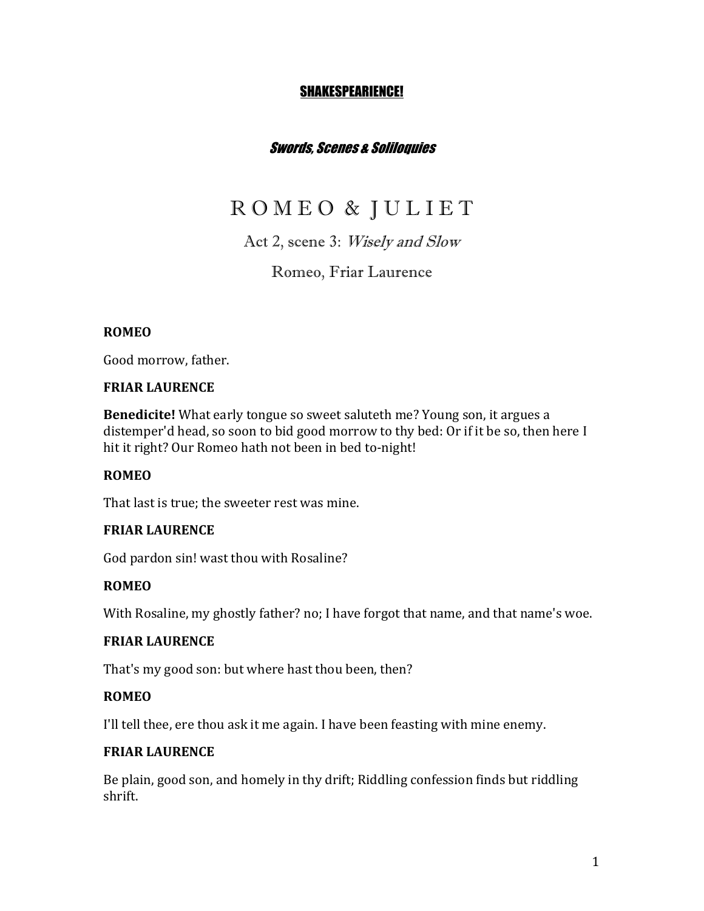**SHAKESPEARIENCE!**

***Swords, Scenes & Soliloquies***

# ROMEO & JULIET

## Act 2, scene 3: *Wisely and Slow*

### Romeo, Friar Laurence

**ROMEO**

Good morrow, father.

**FRIAR LAURENCE**

**Benedicite!** What early tongue so sweet saluteth me? Young son, it argues a distemper'd head, so soon to bid good morrow to thy bed: Or if it be so, then here I hit it right? Our Romeo hath not been in bed to-night!

**ROMEO**

That last is true; the sweeter rest was mine.

**FRIAR LAURENCE**

God pardon sin! wast thou with Rosaline?

**ROMEO**

With Rosaline, my ghostly father? no; I have forgot that name, and that name's woe.

**FRIAR LAURENCE**

That's my good son: but where hast thou been, then?

**ROMEO**

I'll tell thee, ere thou ask it me again. I have been feasting with mine enemy.

**FRIAR LAURENCE**

Be plain, good son, and homely in thy drift; Riddling confession finds but riddling shrift.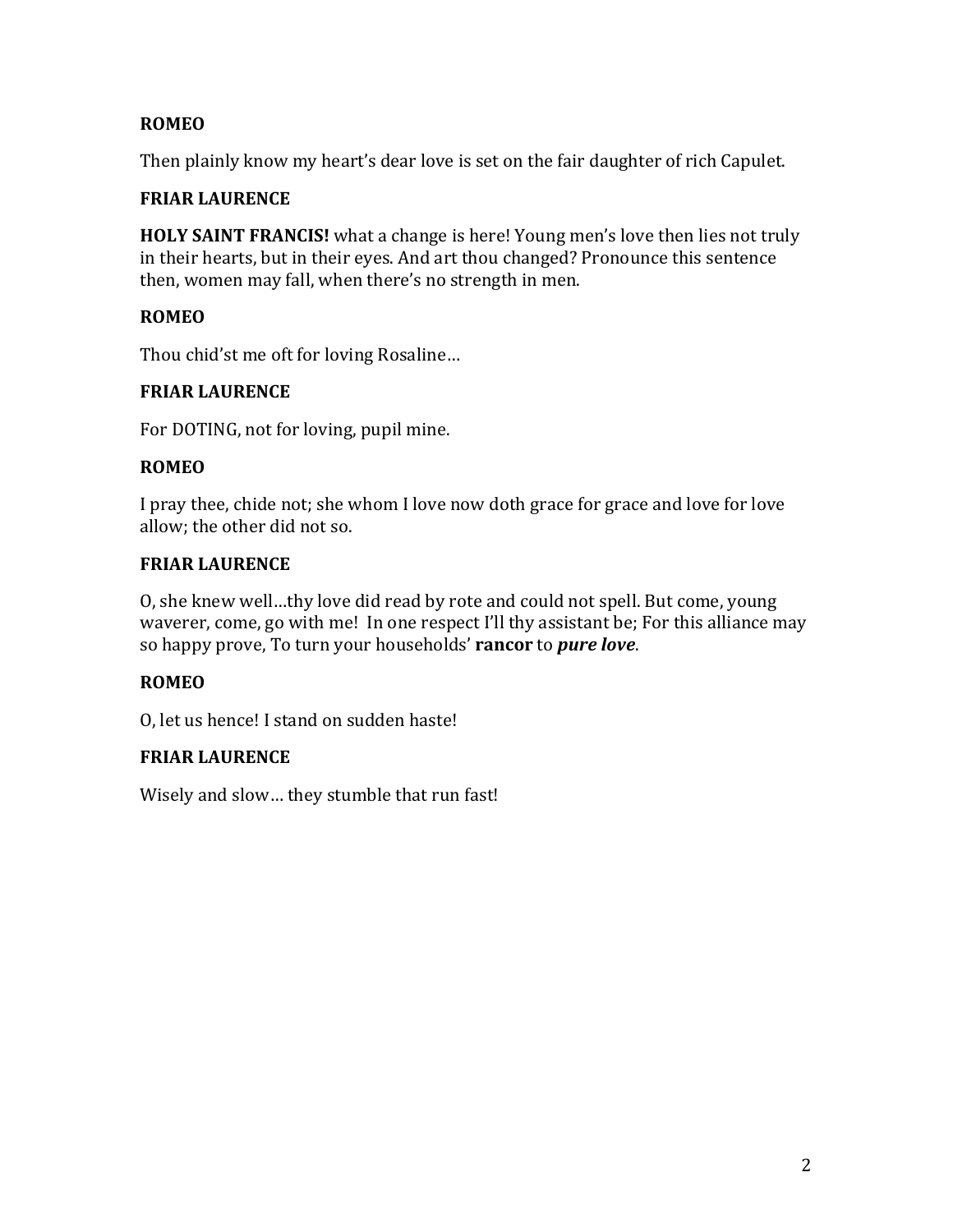**ROMEO**

Then plainly know my heart's dear love is set on the fair daughter of rich Capulet.

**FRIAR LAURENCE**

**HOLY SAINT FRANCIS!** what a change is here! Young men's love then lies not truly in their hearts, but in their eyes. And art thou changed? Pronounce this sentence then, women may fall, when there's no strength in men.

**ROMEO**

Thou chid'st me oft for loving Rosaline…

**FRIAR LAURENCE**

For DOTING, not for loving, pupil mine.

**ROMEO**

I pray thee, chide not; she whom I love now doth grace for grace and love for love allow; the other did not so.

**FRIAR LAURENCE**

O, she knew well…thy love did read by rote and could not spell. But come, young waverer, come, go with me! In one respect I'll thy assistant be; For this alliance may so happy prove, To turn your households' **rancor** to ***pure love***.

**ROMEO**

O, let us hence! I stand on sudden haste!

**FRIAR LAURENCE**

Wisely and slow… they stumble that run fast!